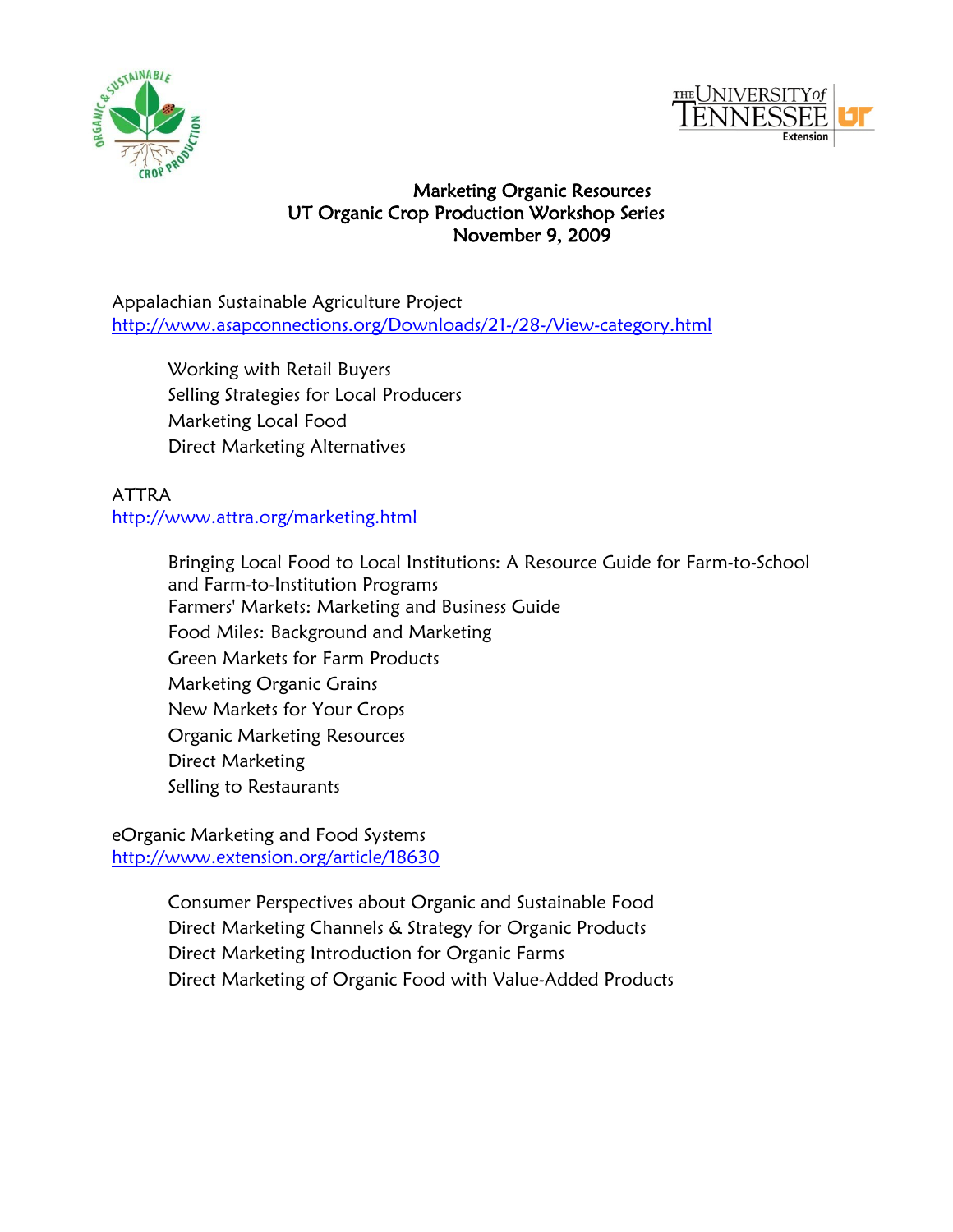# Marketing Organic Resources
## UT Organic Crop Production Workshop Series
### November 9, 2009

Appalachian Sustainable Agriculture Project
http://www.asapconnections.org/Downloads/21-/28-/View-category.html

- Working with Retail Buyers
- Selling Strategies for Local Producers
- Marketing Local Food
- Direct Marketing Alternatives

ATTRA
http://www.attra.org/marketing.html

- Bringing Local Food to Local Institutions: A Resource Guide for Farm-to-School and Farm-to-Institution Programs
- Farmers' Markets: Marketing and Business Guide
- Food Miles: Background and Marketing
- Green Markets for Farm Products
- Marketing Organic Grains
- New Markets for Your Crops
- Organic Marketing Resources
- Direct Marketing
- Selling to Restaurants

eOrganic Marketing and Food Systems
http://www.extension.org/article/18630

- Consumer Perspectives about Organic and Sustainable Food
- Direct Marketing Channels & Strategy for Organic Products
- Direct Marketing Introduction for Organic Farms
- Direct Marketing of Organic Food with Value-Added Products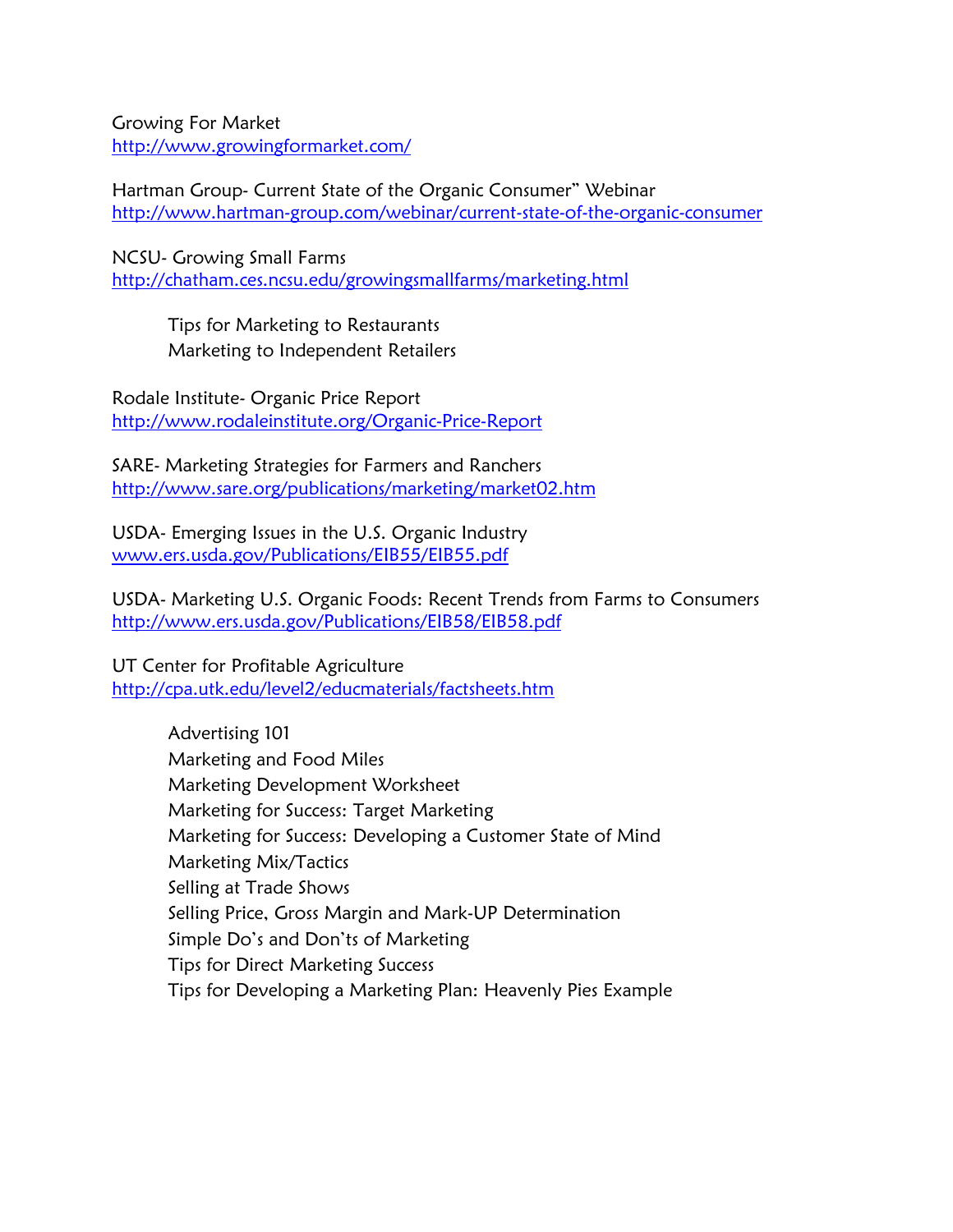Growing For Market
http://www.growingformarket.com/

Hartman Group- Current State of the Organic Consumer" Webinar
http://www.hartman-group.com/webinar/current-state-of-the-organic-consumer

NCSU- Growing Small Farms
http://chatham.ces.ncsu.edu/growingsmallfarms/marketing.html

- Tips for Marketing to Restaurants
- Marketing to Independent Retailers

Rodale Institute- Organic Price Report
http://www.rodaleinstitute.org/Organic-Price-Report

SARE- Marketing Strategies for Farmers and Ranchers
http://www.sare.org/publications/marketing/market02.htm

USDA- Emerging Issues in the U.S. Organic Industry
www.ers.usda.gov/Publications/EIB55/EIB55.pdf

USDA- Marketing U.S. Organic Foods: Recent Trends from Farms to Consumers
http://www.ers.usda.gov/Publications/EIB58/EIB58.pdf

UT Center for Profitable Agriculture
http://cpa.utk.edu/level2/educmaterials/factsheets.htm

- Advertising 101
- Marketing and Food Miles
- Marketing Development Worksheet
- Marketing for Success: Target Marketing
- Marketing for Success: Developing a Customer State of Mind
- Marketing Mix/Tactics
- Selling at Trade Shows
- Selling Price, Gross Margin and Mark-UP Determination
- Simple Do's and Don'ts of Marketing
- Tips for Direct Marketing Success
- Tips for Developing a Marketing Plan: Heavenly Pies Example